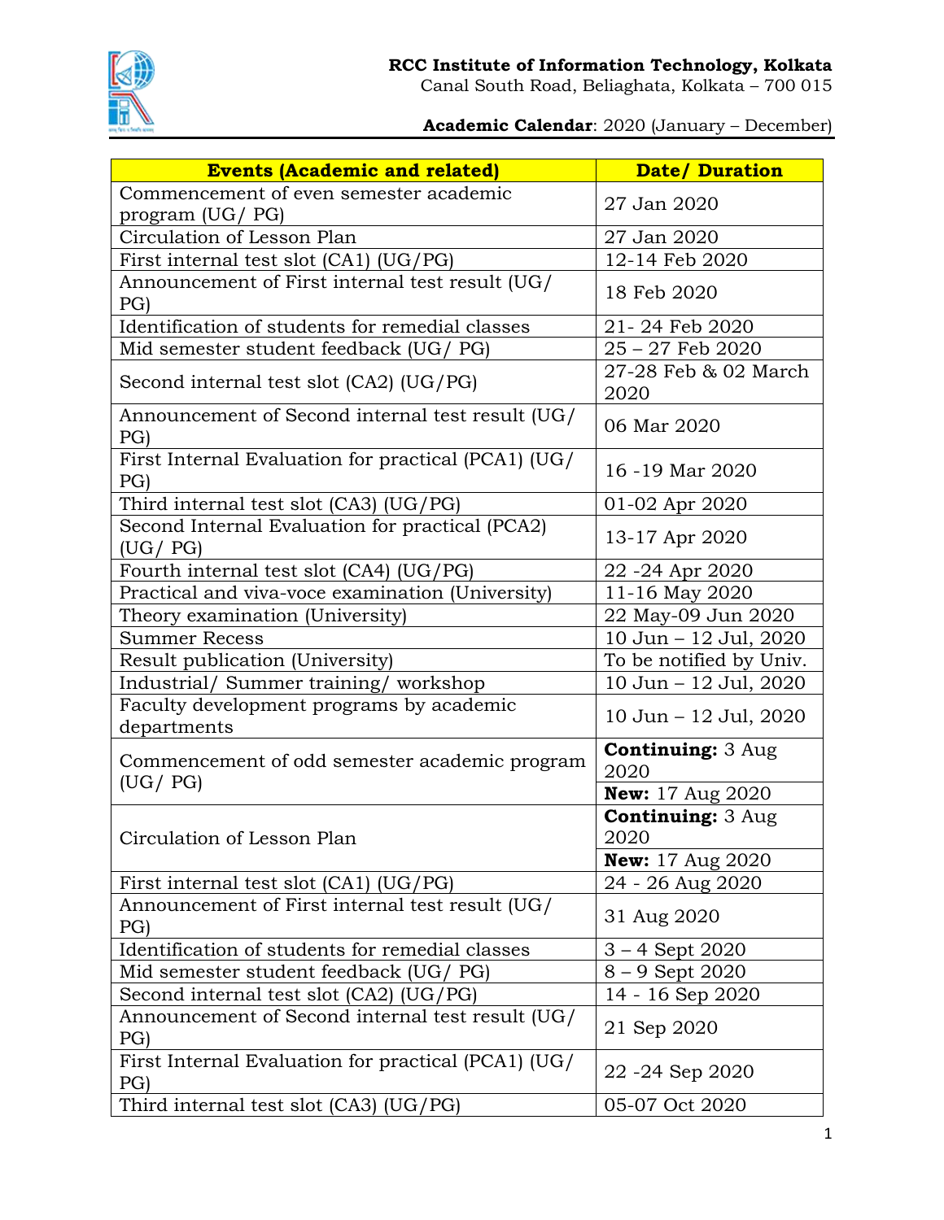**RCC Institute of Information Technology, Kolkata**
Canal South Road, Beliaghata, Kolkata – 700 015

**Academic Calendar**: 2020 (January – December)

| Events (Academic and related) | Date/ Duration |
|---|---|
| Commencement of even semester academic program (UG/ PG) | 27 Jan 2020 |
| Circulation of Lesson Plan | 27 Jan 2020 |
| First internal test slot (CA1) (UG/PG) | 12-14 Feb 2020 |
| Announcement of First internal test result (UG/ PG) | 18 Feb 2020 |
| Identification of students for remedial classes | 21- 24 Feb 2020 |
| Mid semester student feedback (UG/ PG) | 25 – 27 Feb 2020 |
| Second internal test slot (CA2) (UG/PG) | 27-28 Feb & 02 March 2020 |
| Announcement of Second internal test result (UG/ PG) | 06 Mar 2020 |
| First Internal Evaluation for practical (PCA1) (UG/ PG) | 16 -19 Mar 2020 |
| Third internal test slot (CA3) (UG/PG) | 01-02 Apr 2020 |
| Second Internal Evaluation for practical (PCA2) (UG/ PG) | 13-17 Apr 2020 |
| Fourth internal test slot (CA4) (UG/PG) | 22 -24 Apr 2020 |
| Practical and viva-voce examination (University) | 11-16 May 2020 |
| Theory examination (University) | 22 May-09 Jun 2020 |
| Summer Recess | 10 Jun – 12 Jul, 2020 |
| Result publication (University) | To be notified by Univ. |
| Industrial/ Summer training/ workshop | 10 Jun – 12 Jul, 2020 |
| Faculty development programs by academic departments | 10 Jun – 12 Jul, 2020 |
| Commencement of odd semester academic program (UG/ PG) | **Continuing:** 3 Aug 2020 |
| | **New:** 17 Aug 2020 |
| Circulation of Lesson Plan | **Continuing:** 3 Aug 2020 |
| | **New:** 17 Aug 2020 |
| First internal test slot (CA1) (UG/PG) | 24 - 26 Aug 2020 |
| Announcement of First internal test result (UG/ PG) | 31 Aug 2020 |
| Identification of students for remedial classes | 3 – 4 Sept 2020 |
| Mid semester student feedback (UG/ PG) | 8 – 9 Sept 2020 |
| Second internal test slot (CA2) (UG/PG) | 14 - 16 Sep 2020 |
| Announcement of Second internal test result (UG/ PG) | 21 Sep 2020 |
| First Internal Evaluation for practical (PCA1) (UG/ PG) | 22 -24 Sep 2020 |
| Third internal test slot (CA3) (UG/PG) | 05-07 Oct 2020 |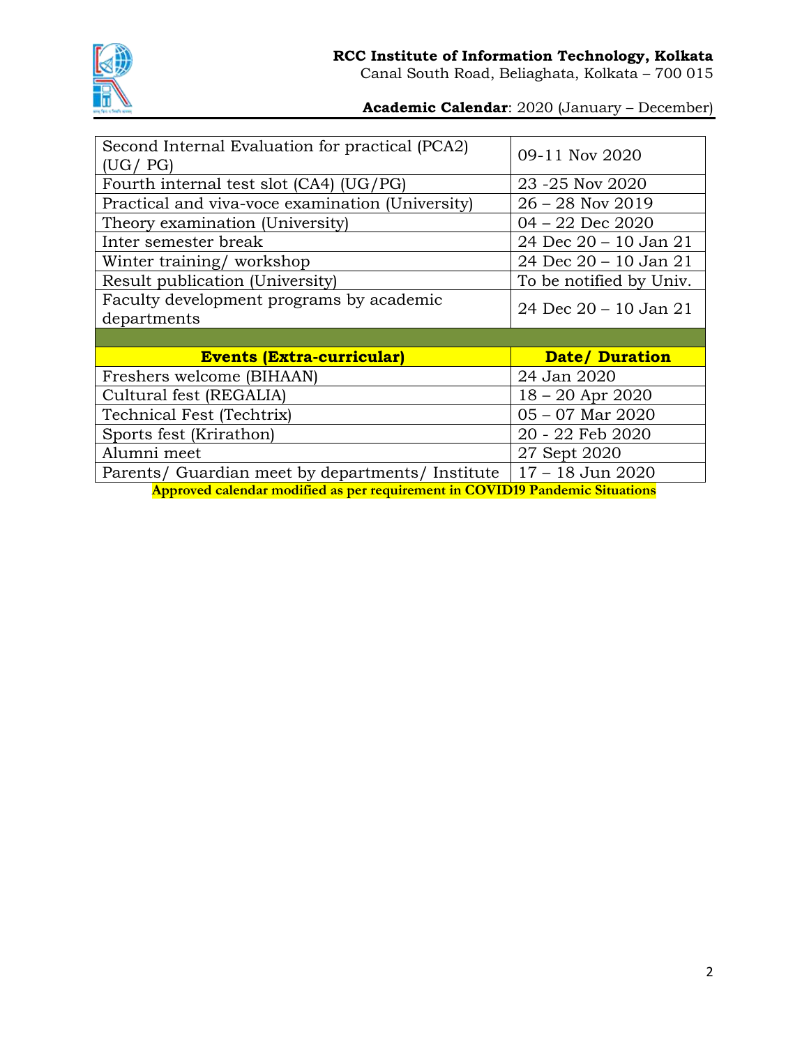| | |
|---|---|
| Second Internal Evaluation for practical (PCA2) (UG/ PG) | 09-11 Nov 2020 |
| Fourth internal test slot (CA4) (UG/PG) | 23 -25 Nov 2020 |
| Practical and viva-voce examination (University) | 26 – 28 Nov 2019 |
| Theory examination (University) | 04 – 22 Dec 2020 |
| Inter semester break | 24 Dec 20 – 10 Jan 21 |
| Winter training/ workshop | 24 Dec 20 – 10 Jan 21 |
| Result publication (University) | To be notified by Univ. |
| Faculty development programs by academic departments | 24 Dec 20 – 10 Jan 21 |

| **Events (Extra-curricular)** | **Date/ Duration** |
|---|---|
| Freshers welcome (BIHAAN) | 24 Jan 2020 |
| Cultural fest (REGALIA) | 18 – 20 Apr 2020 |
| Technical Fest (Techtrix) | 05 – 07 Mar 2020 |
| Sports fest (Krirathon) | 20 - 22 Feb 2020 |
| Alumni meet | 27 Sept 2020 |
| Parents/ Guardian meet by departments/ Institute | 17 – 18 Jun 2020 |

**Approved calendar modified as per requirement in COVID19 Pandemic Situations**